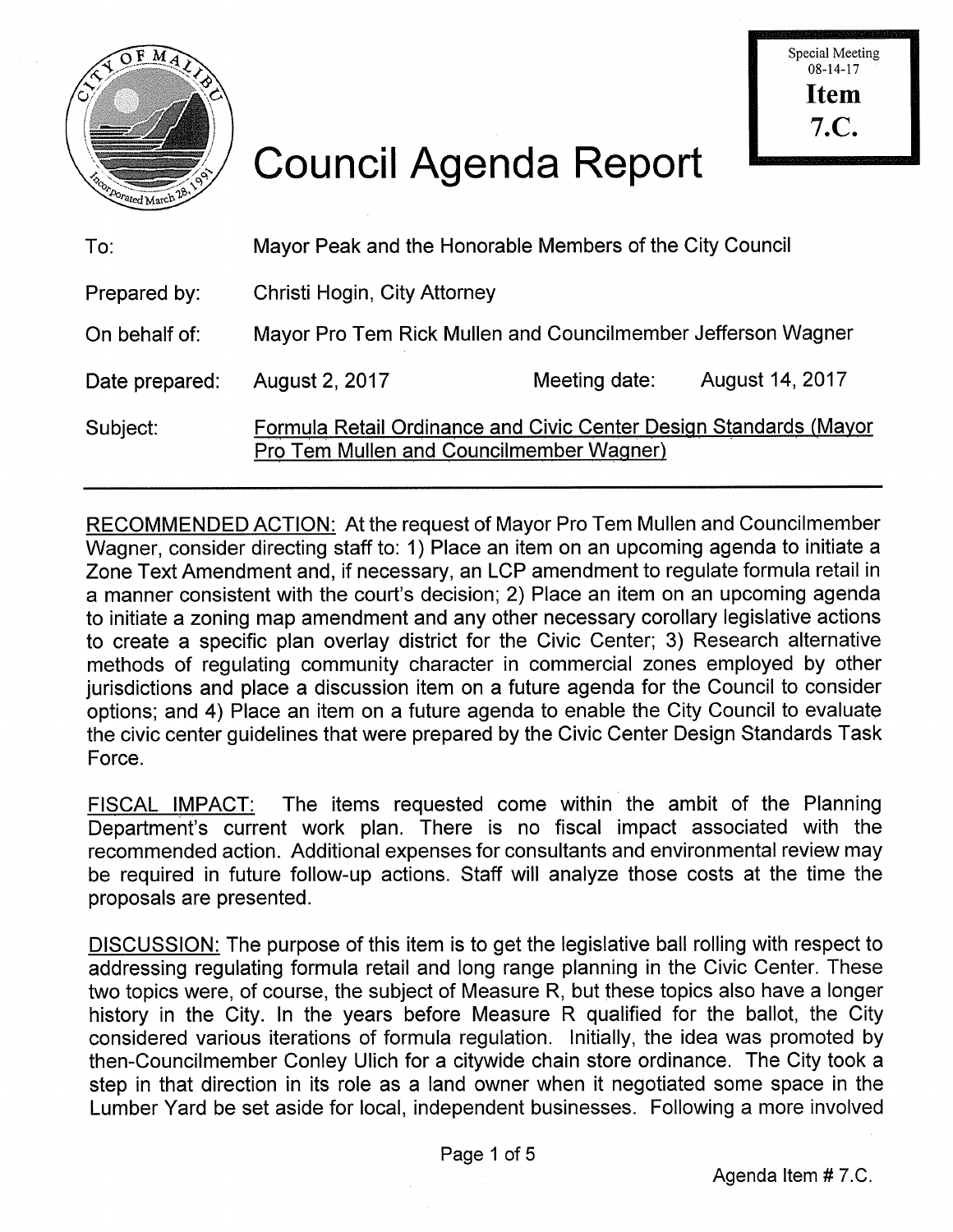Special Meeting
08-14-17
**Item**
**7.C.**

# Council Agenda Report

| | | | |
|---|---|---|---|
| To: | Mayor Peak and the Honorable Members of the City Council | | |
| Prepared by: | Christi Hogin, City Attorney | | |
| On behalf of: | Mayor Pro Tem Rick Mullen and Councilmember Jefferson Wagner | | |
| Date prepared: | August 2, 2017 | Meeting date: | August 14, 2017 |
| Subject: | Formula Retail Ordinance and Civic Center Design Standards (Mayor Pro Tem Mullen and Councilmember Wagner) | | |

RECOMMENDED ACTION: At the request of Mayor Pro Tem Mullen and Councilmember Wagner, consider directing staff to: 1) Place an item on an upcoming agenda to initiate a Zone Text Amendment and, if necessary, an LCP amendment to regulate formula retail in a manner consistent with the court's decision; 2) Place an item on an upcoming agenda to initiate a zoning map amendment and any other necessary corollary legislative actions to create a specific plan overlay district for the Civic Center; 3) Research alternative methods of regulating community character in commercial zones employed by other jurisdictions and place a discussion item on a future agenda for the Council to consider options; and 4) Place an item on a future agenda to enable the City Council to evaluate the civic center guidelines that were prepared by the Civic Center Design Standards Task Force.

FISCAL IMPACT: The items requested come within the ambit of the Planning Department's current work plan. There is no fiscal impact associated with the recommended action. Additional expenses for consultants and environmental review may be required in future follow-up actions. Staff will analyze those costs at the time the proposals are presented.

DISCUSSION: The purpose of this item is to get the legislative ball rolling with respect to addressing regulating formula retail and long range planning in the Civic Center. These two topics were, of course, the subject of Measure R, but these topics also have a longer history in the City. In the years before Measure R qualified for the ballot, the City considered various iterations of formula regulation. Initially, the idea was promoted by then-Councilmember Conley Ulich for a citywide chain store ordinance. The City took a step in that direction in its role as a land owner when it negotiated some space in the Lumber Yard be set aside for local, independent businesses. Following a more involved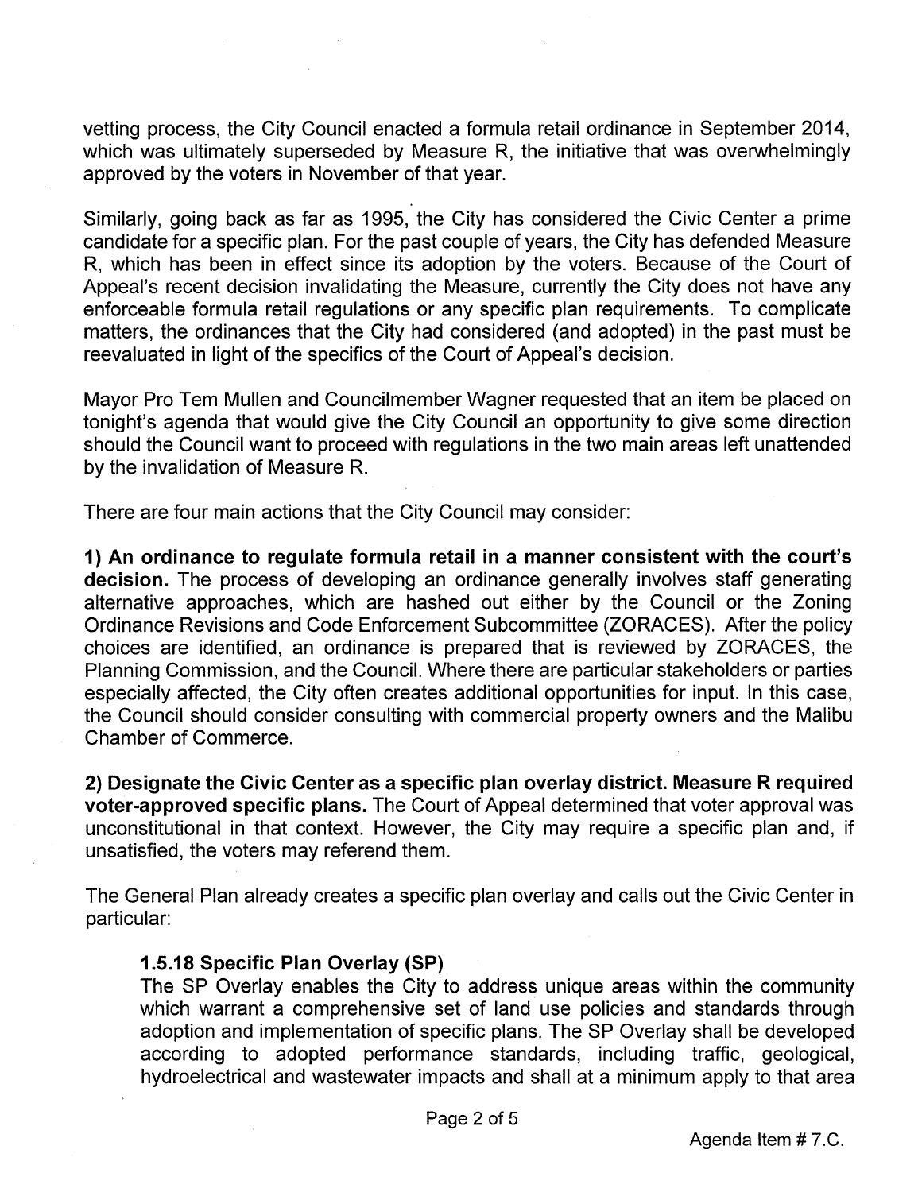vetting process, the City Council enacted a formula retail ordinance in September 2014, which was ultimately superseded by Measure R, the initiative that was overwhelmingly approved by the voters in November of that year.

Similarly, going back as far as 1995, the City has considered the Civic Center a prime candidate for a specific plan. For the past couple of years, the City has defended Measure R, which has been in effect since its adoption by the voters. Because of the Court of Appeal's recent decision invalidating the Measure, currently the City does not have any enforceable formula retail regulations or any specific plan requirements. To complicate matters, the ordinances that the City had considered (and adopted) in the past must be reevaluated in light of the specifics of the Court of Appeal's decision.

Mayor Pro Tem Mullen and Councilmember Wagner requested that an item be placed on tonight's agenda that would give the City Council an opportunity to give some direction should the Council want to proceed with regulations in the two main areas left unattended by the invalidation of Measure R.

There are four main actions that the City Council may consider:

**1) An ordinance to regulate formula retail in a manner consistent with the court's decision.** The process of developing an ordinance generally involves staff generating alternative approaches, which are hashed out either by the Council or the Zoning Ordinance Revisions and Code Enforcement Subcommittee (ZORACES). After the policy choices are identified, an ordinance is prepared that is reviewed by ZORACES, the Planning Commission, and the Council. Where there are particular stakeholders or parties especially affected, the City often creates additional opportunities for input. In this case, the Council should consider consulting with commercial property owners and the Malibu Chamber of Commerce.

**2) Designate the Civic Center as a specific plan overlay district. Measure R required voter-approved specific plans.** The Court of Appeal determined that voter approval was unconstitutional in that context. However, the City may require a specific plan and, if unsatisfied, the voters may referend them.

The General Plan already creates a specific plan overlay and calls out the Civic Center in particular:

> **1.5.18 Specific Plan Overlay (SP)**
> The SP Overlay enables the City to address unique areas within the community which warrant a comprehensive set of land use policies and standards through adoption and implementation of specific plans. The SP Overlay shall be developed according to adopted performance standards, including traffic, geological, hydroelectrical and wastewater impacts and shall at a minimum apply to that area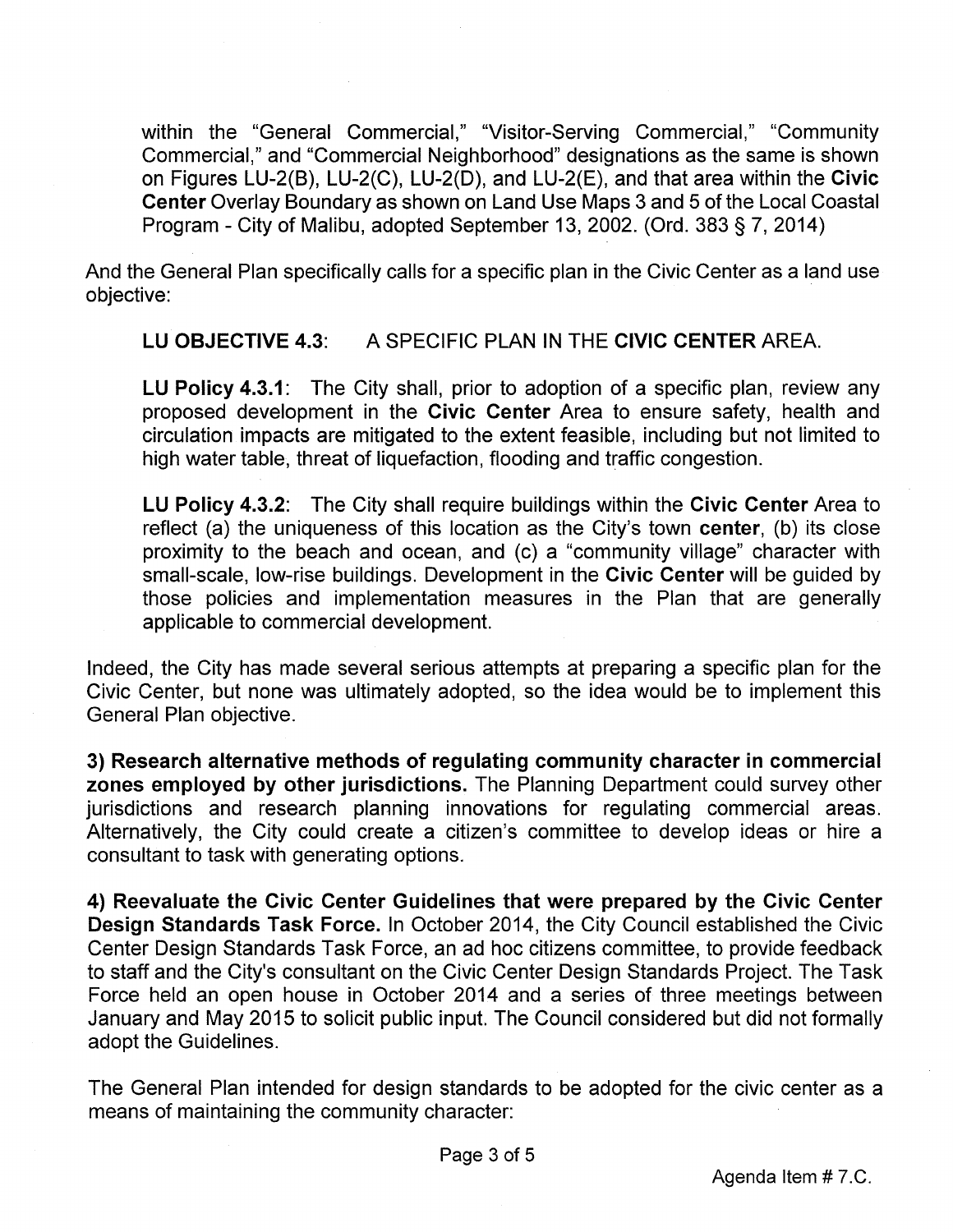within the "General Commercial," "Visitor-Serving Commercial," "Community Commercial," and "Commercial Neighborhood" designations as the same is shown on Figures LU-2(B), LU-2(C), LU-2(D), and LU-2(E), and that area within the **Civic Center** Overlay Boundary as shown on Land Use Maps 3 and 5 of the Local Coastal Program - City of Malibu, adopted September 13, 2002. (Ord. 383 § 7, 2014)

And the General Plan specifically calls for a specific plan in the Civic Center as a land use objective:

> **LU OBJECTIVE 4.3**: A SPECIFIC PLAN IN THE **CIVIC CENTER** AREA.
>
> **LU Policy 4.3.1**: The City shall, prior to adoption of a specific plan, review any proposed development in the **Civic Center** Area to ensure safety, health and circulation impacts are mitigated to the extent feasible, including but not limited to high water table, threat of liquefaction, flooding and traffic congestion.
>
> **LU Policy 4.3.2**: The City shall require buildings within the **Civic Center** Area to reflect (a) the uniqueness of this location as the City's town **center**, (b) its close proximity to the beach and ocean, and (c) a "community village" character with small-scale, low-rise buildings. Development in the **Civic Center** will be guided by those policies and implementation measures in the Plan that are generally applicable to commercial development.

Indeed, the City has made several serious attempts at preparing a specific plan for the Civic Center, but none was ultimately adopted, so the idea would be to implement this General Plan objective.

**3) Research alternative methods of regulating community character in commercial zones employed by other jurisdictions.** The Planning Department could survey other jurisdictions and research planning innovations for regulating commercial areas. Alternatively, the City could create a citizen's committee to develop ideas or hire a consultant to task with generating options.

**4) Reevaluate the Civic Center Guidelines that were prepared by the Civic Center Design Standards Task Force.** In October 2014, the City Council established the Civic Center Design Standards Task Force, an ad hoc citizens committee, to provide feedback to staff and the City's consultant on the Civic Center Design Standards Project. The Task Force held an open house in October 2014 and a series of three meetings between January and May 2015 to solicit public input. The Council considered but did not formally adopt the Guidelines.

The General Plan intended for design standards to be adopted for the civic center as a means of maintaining the community character:

Agenda Item # 7.C.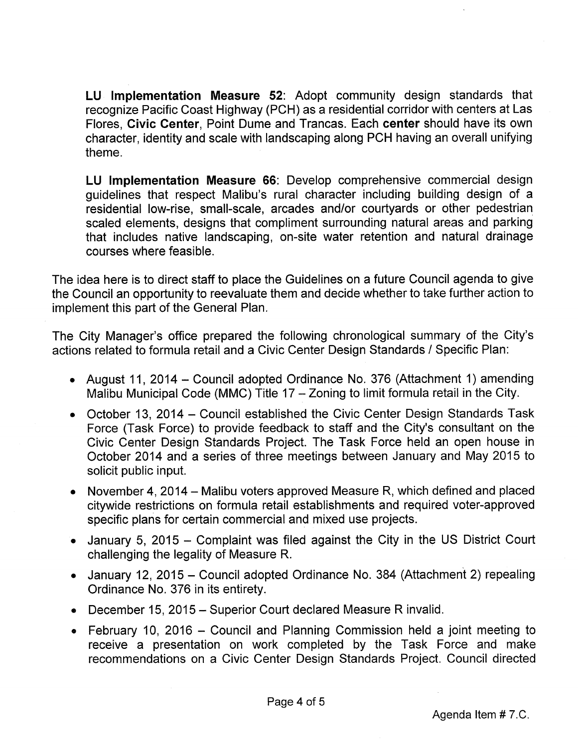**LU Implementation Measure 52**: Adopt community design standards that recognize Pacific Coast Highway (PCH) as a residential corridor with centers at Las Flores, **Civic Center**, Point Dume and Trancas. Each **center** should have its own character, identity and scale with landscaping along PCH having an overall unifying theme.

**LU Implementation Measure 66**: Develop comprehensive commercial design guidelines that respect Malibu's rural character including building design of a residential low-rise, small-scale, arcades and/or courtyards or other pedestrian scaled elements, designs that compliment surrounding natural areas and parking that includes native landscaping, on-site water retention and natural drainage courses where feasible.

The idea here is to direct staff to place the Guidelines on a future Council agenda to give the Council an opportunity to reevaluate them and decide whether to take further action to implement this part of the General Plan.

The City Manager's office prepared the following chronological summary of the City's actions related to formula retail and a Civic Center Design Standards / Specific Plan:

- August 11, 2014 – Council adopted Ordinance No. 376 (Attachment 1) amending Malibu Municipal Code (MMC) Title 17 – Zoning to limit formula retail in the City.
- October 13, 2014 – Council established the Civic Center Design Standards Task Force (Task Force) to provide feedback to staff and the City's consultant on the Civic Center Design Standards Project. The Task Force held an open house in October 2014 and a series of three meetings between January and May 2015 to solicit public input.
- November 4, 2014 – Malibu voters approved Measure R, which defined and placed citywide restrictions on formula retail establishments and required voter-approved specific plans for certain commercial and mixed use projects.
- January 5, 2015 – Complaint was filed against the City in the US District Court challenging the legality of Measure R.
- January 12, 2015 – Council adopted Ordinance No. 384 (Attachment 2) repealing Ordinance No. 376 in its entirety.
- December 15, 2015 – Superior Court declared Measure R invalid.
- February 10, 2016 – Council and Planning Commission held a joint meeting to receive a presentation on work completed by the Task Force and make recommendations on a Civic Center Design Standards Project. Council directed

Agenda Item # 7.C.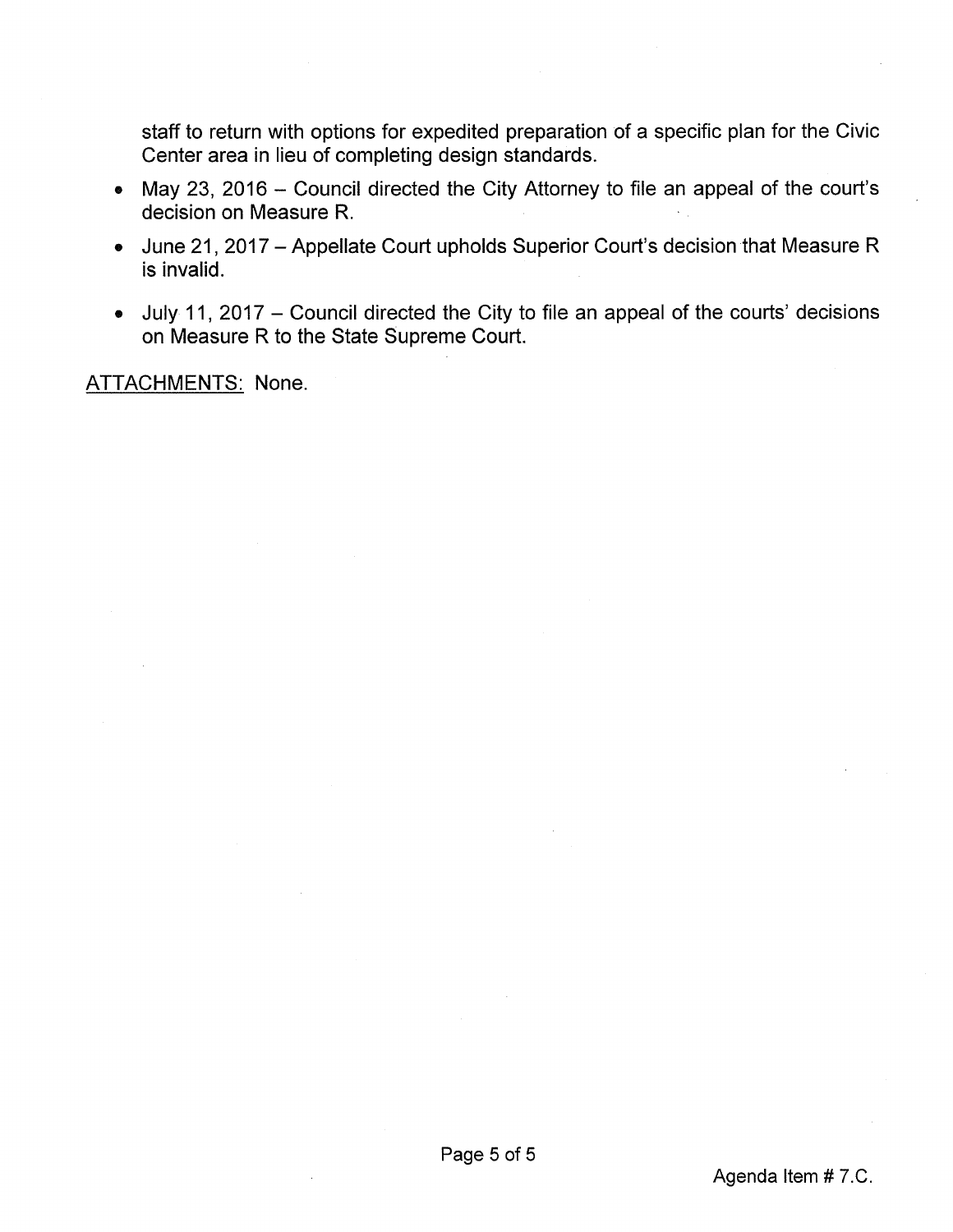staff to return with options for expedited preparation of a specific plan for the Civic Center area in lieu of completing design standards.

- May 23, 2016 – Council directed the City Attorney to file an appeal of the court's decision on Measure R.
- June 21, 2017 – Appellate Court upholds Superior Court's decision that Measure R is invalid.
- July 11, 2017 – Council directed the City to file an appeal of the courts' decisions on Measure R to the State Supreme Court.

ATTACHMENTS: None.